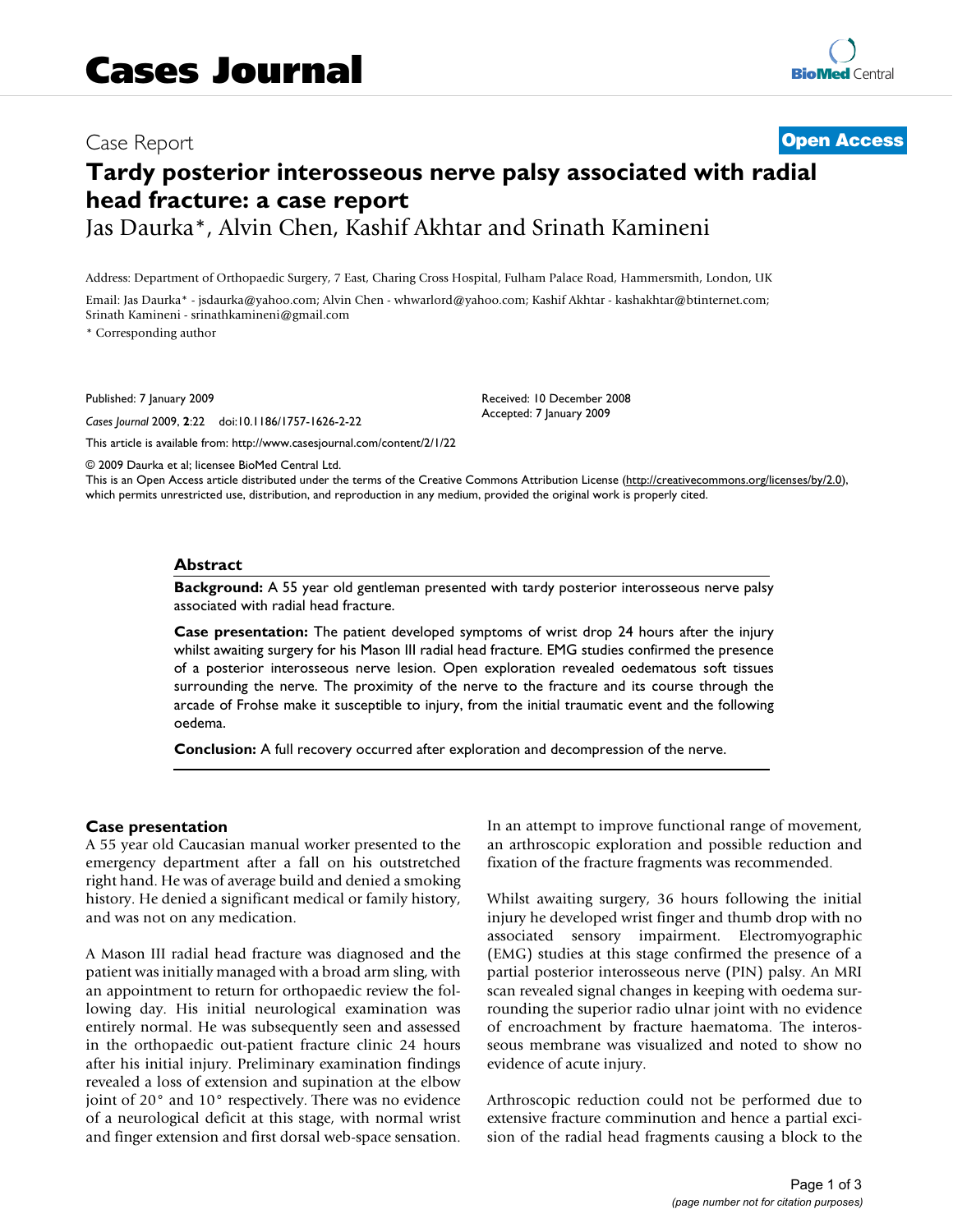# Cases Journal

Case Report **Open Access**

# Tardy posterior interosseous nerve palsy associated with radial head fracture: a case report

Jas Daurka*, Alvin Chen, Kashif Akhtar and Srinath Kamineni

Address: Department of Orthopaedic Surgery, 7 East, Charing Cross Hospital, Fulham Palace Road, Hammersmith, London, UK

Email: Jas Daurka* - jsdaurka@yahoo.com; Alvin Chen - whwarlord@yahoo.com; Kashif Akhtar - kashakhtar@btinternet.com; Srinath Kamineni - srinathkamineni@gmail.com

* Corresponding author

Published: 7 January 2009

*Cases Journal* 2009, **2**:22 doi:10.1186/1757-1626-2-22

Received: 10 December 2008
Accepted: 7 January 2009

This article is available from: http://www.casesjournal.com/content/2/1/22

© 2009 Daurka et al; licensee BioMed Central Ltd.
This is an Open Access article distributed under the terms of the Creative Commons Attribution License (http://creativecommons.org/licenses/by/2.0), which permits unrestricted use, distribution, and reproduction in any medium, provided the original work is properly cited.

## Abstract

**Background:** A 55 year old gentleman presented with tardy posterior interosseous nerve palsy associated with radial head fracture.

**Case presentation:** The patient developed symptoms of wrist drop 24 hours after the injury whilst awaiting surgery for his Mason III radial head fracture. EMG studies confirmed the presence of a posterior interosseous nerve lesion. Open exploration revealed oedematous soft tissues surrounding the nerve. The proximity of the nerve to the fracture and its course through the arcade of Frohse make it susceptible to injury, from the initial traumatic event and the following oedema.

**Conclusion:** A full recovery occurred after exploration and decompression of the nerve.

## Case presentation

A 55 year old Caucasian manual worker presented to the emergency department after a fall on his outstretched right hand. He was of average build and denied a smoking history. He denied a significant medical or family history, and was not on any medication.

A Mason III radial head fracture was diagnosed and the patient was initially managed with a broad arm sling, with an appointment to return for orthopaedic review the following day. His initial neurological examination was entirely normal. He was subsequently seen and assessed in the orthopaedic out-patient fracture clinic 24 hours after his initial injury. Preliminary examination findings revealed a loss of extension and supination at the elbow joint of 20° and 10° respectively. There was no evidence of a neurological deficit at this stage, with normal wrist and finger extension and first dorsal web-space sensation.

In an attempt to improve functional range of movement, an arthroscopic exploration and possible reduction and fixation of the fracture fragments was recommended.

Whilst awaiting surgery, 36 hours following the initial injury he developed wrist finger and thumb drop with no associated sensory impairment. Electromyographic (EMG) studies at this stage confirmed the presence of a partial posterior interosseous nerve (PIN) palsy. An MRI scan revealed signal changes in keeping with oedema surrounding the superior radio ulnar joint with no evidence of encroachment by fracture haematoma. The interosseous membrane was visualized and noted to show no evidence of acute injury.

Arthroscopic reduction could not be performed due to extensive fracture comminution and hence a partial excision of the radial head fragments causing a block to the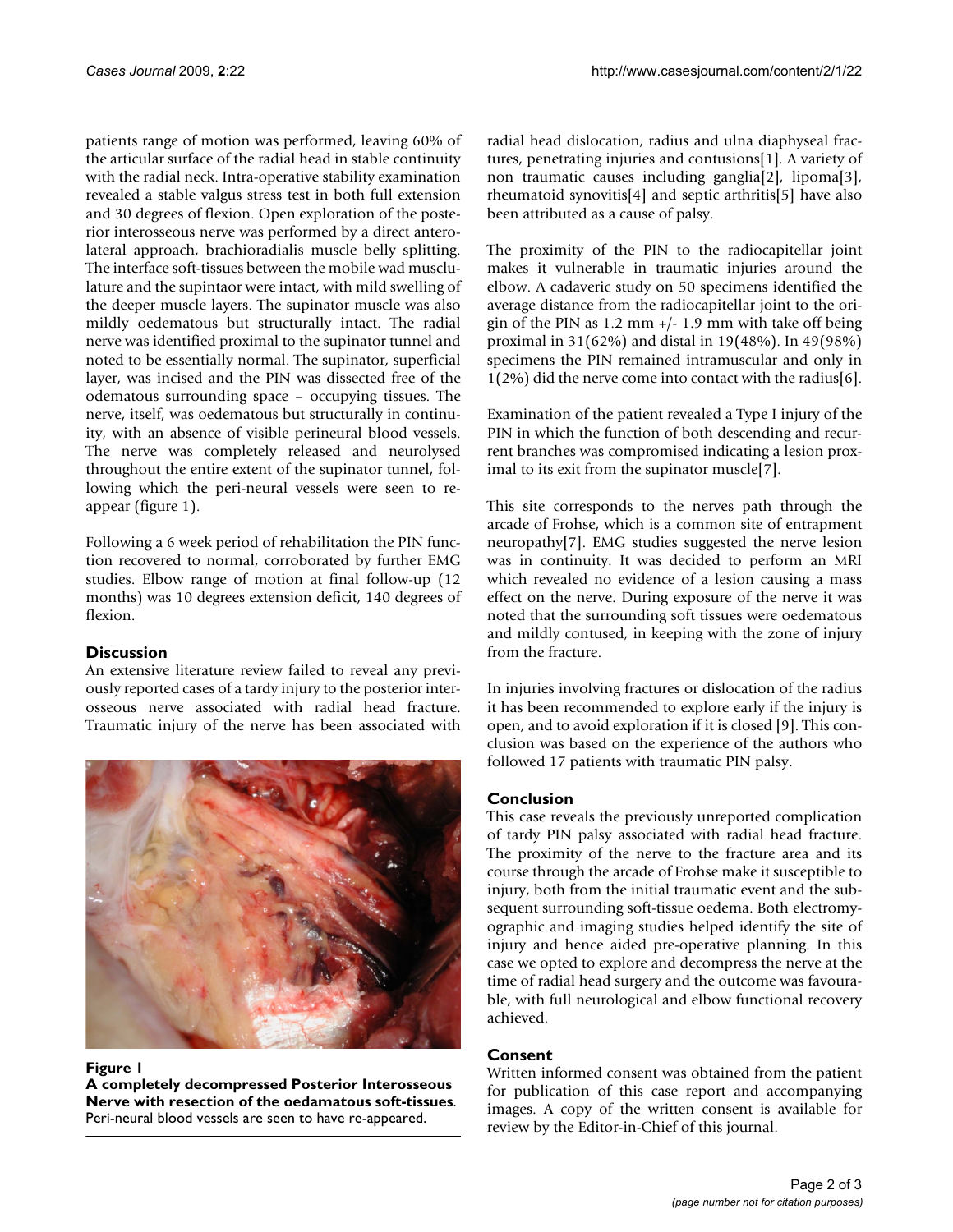patients range of motion was performed, leaving 60% of the articular surface of the radial head in stable continuity with the radial neck. Intra-operative stability examination revealed a stable valgus stress test in both full extension and 30 degrees of flexion. Open exploration of the posterior interosseous nerve was performed by a direct anterolateral approach, brachioradialis muscle belly splitting. The interface soft-tissues between the mobile wad musclulature and the supintaor were intact, with mild swelling of the deeper muscle layers. The supinator muscle was also mildly oedematous but structurally intact. The radial nerve was identified proximal to the supinator tunnel and noted to be essentially normal. The supinator, superficial layer, was incised and the PIN was dissected free of the odematous surrounding space – occupying tissues. The nerve, itself, was oedematous but structurally in continuity, with an absence of visible perineural blood vessels. The nerve was completely released and neurolysed throughout the entire extent of the supinator tunnel, following which the peri-neural vessels were seen to reappear (figure 1).

Following a 6 week period of rehabilitation the PIN function recovered to normal, corroborated by further EMG studies. Elbow range of motion at final follow-up (12 months) was 10 degrees extension deficit, 140 degrees of flexion.

## Discussion

An extensive literature review failed to reveal any previously reported cases of a tardy injury to the posterior interosseous nerve associated with radial head fracture. Traumatic injury of the nerve has been associated with radial head dislocation, radius and ulna diaphyseal fractures, penetrating injuries and contusions[1]. A variety of non traumatic causes including ganglia[2], lipoma[3], rheumatoid synovitis[4] and septic arthritis[5] have also been attributed as a cause of palsy.

**Figure 1**
**A completely decompressed Posterior Interosseous Nerve with resection of the oedamatous soft-tissues**. Peri-neural blood vessels are seen to have re-appeared.

The proximity of the PIN to the radiocapitellar joint makes it vulnerable in traumatic injuries around the elbow. A cadaveric study on 50 specimens identified the average distance from the radiocapitellar joint to the origin of the PIN as 1.2 mm +/- 1.9 mm with take off being proximal in 31(62%) and distal in 19(48%). In 49(98%) specimens the PIN remained intramuscular and only in 1(2%) did the nerve come into contact with the radius[6].

Examination of the patient revealed a Type I injury of the PIN in which the function of both descending and recurrent branches was compromised indicating a lesion proximal to its exit from the supinator muscle[7].

This site corresponds to the nerves path through the arcade of Frohse, which is a common site of entrapment neuropathy[7]. EMG studies suggested the nerve lesion was in continuity. It was decided to perform an MRI which revealed no evidence of a lesion causing a mass effect on the nerve. During exposure of the nerve it was noted that the surrounding soft tissues were oedematous and mildly contused, in keeping with the zone of injury from the fracture.

In injuries involving fractures or dislocation of the radius it has been recommended to explore early if the injury is open, and to avoid exploration if it is closed [9]. This conclusion was based on the experience of the authors who followed 17 patients with traumatic PIN palsy.

## Conclusion

This case reveals the previously unreported complication of tardy PIN palsy associated with radial head fracture. The proximity of the nerve to the fracture area and its course through the arcade of Frohse make it susceptible to injury, both from the initial traumatic event and the subsequent surrounding soft-tissue oedema. Both electromyographic and imaging studies helped identify the site of injury and hence aided pre-operative planning. In this case we opted to explore and decompress the nerve at the time of radial head surgery and the outcome was favourable, with full neurological and elbow functional recovery achieved.

## Consent

Written informed consent was obtained from the patient for publication of this case report and accompanying images. A copy of the written consent is available for review by the Editor-in-Chief of this journal.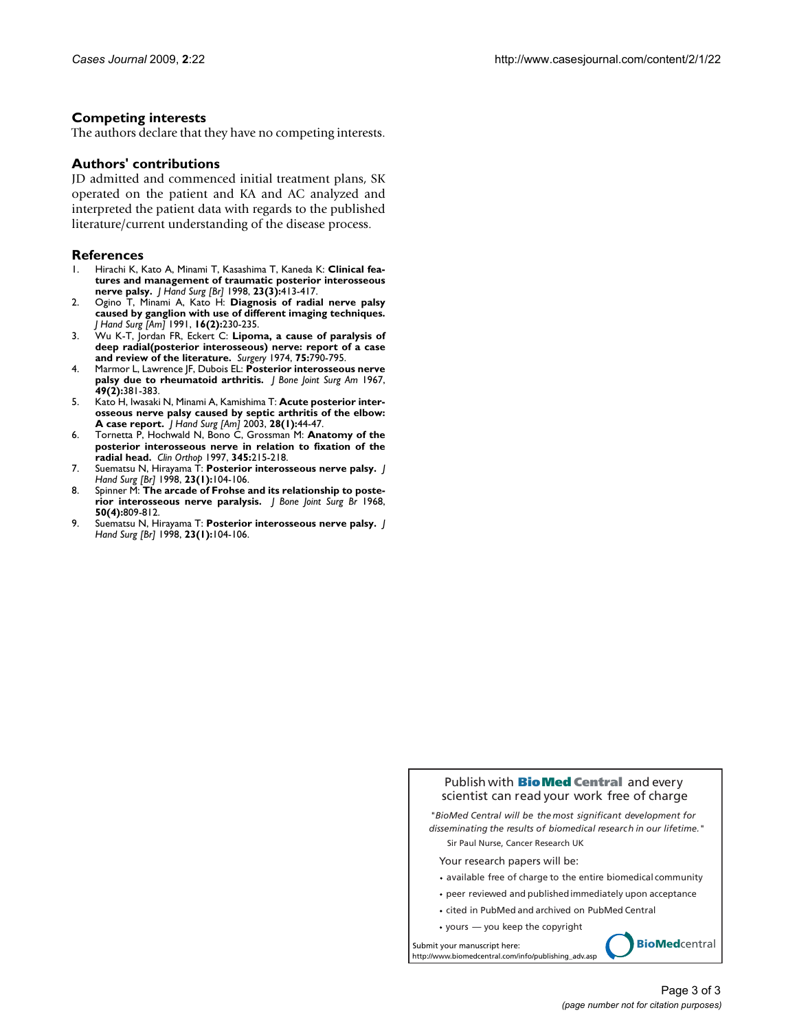## Competing interests

The authors declare that they have no competing interests.

## Authors' contributions

JD admitted and commenced initial treatment plans, SK operated on the patient and KA and AC analyzed and interpreted the patient data with regards to the published literature/current understanding of the disease process.

## References

1. Hirachi K, Kato A, Minami T, Kasashima T, Kaneda K: **Clinical features and management of traumatic posterior interosseous nerve palsy.** *J Hand Surg [Br]* 1998, **23(3):**413-417.
2. Ogino T, Minami A, Kato H: **Diagnosis of radial nerve palsy caused by ganglion with use of different imaging techniques.** *J Hand Surg [Am]* 1991, **16(2):**230-235.
3. Wu K-T, Jordan FR, Eckert C: **Lipoma, a cause of paralysis of deep radial(posterior interosseous) nerve: report of a case and review of the literature.** *Surgery* 1974, **75:**790-795.
4. Marmor L, Lawrence JF, Dubois EL: **Posterior interosseous nerve palsy due to rheumatoid arthritis.** *J Bone Joint Surg Am* 1967, **49(2):**381-383.
5. Kato H, Iwasaki N, Minami A, Kamishima T: **Acute posterior interosseous nerve palsy caused by septic arthritis of the elbow: A case report.** *J Hand Surg [Am]* 2003, **28(1):**44-47.
6. Tornetta P, Hochwald N, Bono C, Grossman M: **Anatomy of the posterior interosseous nerve in relation to fixation of the radial head.** *Clin Orthop* 1997, **345:**215-218.
7. Suematsu N, Hirayama T: **Posterior interosseous nerve palsy.** *J Hand Surg [Br]* 1998, **23(1):**104-106.
8. Spinner M: **The arcade of Frohse and its relationship to posterior interosseous nerve paralysis.** *J Bone Joint Surg Br* 1968, **50(4):**809-812.
9. Suematsu N, Hirayama T: **Posterior interosseous nerve palsy.** *J Hand Surg [Br]* 1998, **23(1):**104-106.

Publish with **BioMed Central** and every scientist can read your work free of charge

*"BioMed Central will be the most significant development for disseminating the results of biomedical research in our lifetime."*

Sir Paul Nurse, Cancer Research UK

Your research papers will be:

- available free of charge to the entire biomedical community
- peer reviewed and published immediately upon acceptance
- cited in PubMed and archived on PubMed Central
- yours — you keep the copyright

Submit your manuscript here:
http://www.biomedcentral.com/info/publishing_adv.asp

**BioMed**central